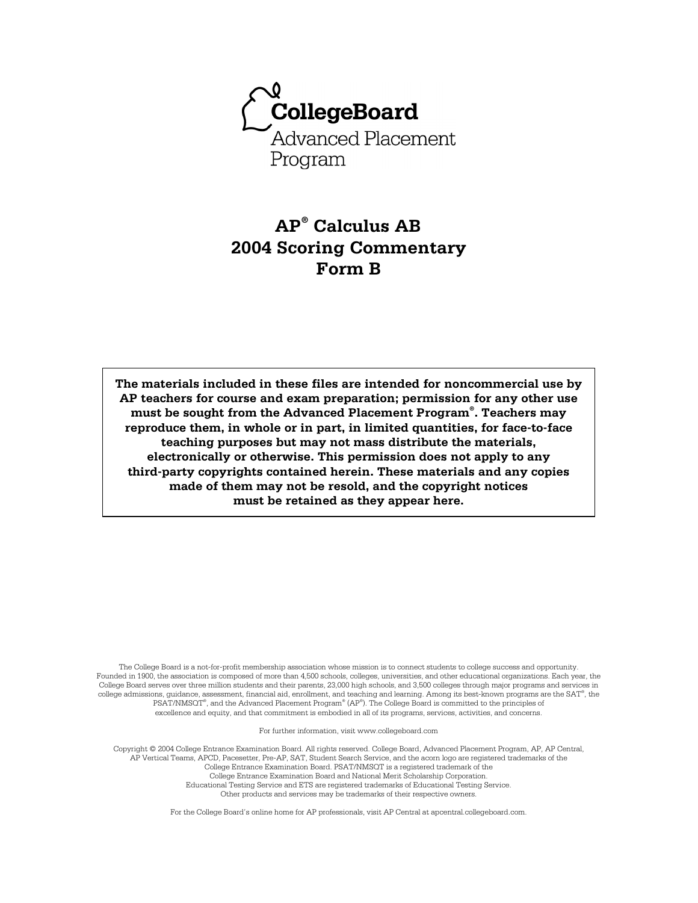CollegeBoard

Advanced Placement Program

# AP® Calculus AB
# 2004 Scoring Commentary
# Form B

**The materials included in these files are intended for noncommercial use by AP teachers for course and exam preparation; permission for any other use must be sought from the Advanced Placement Program®. Teachers may reproduce them, in whole or in part, in limited quantities, for face-to-face teaching purposes but may not mass distribute the materials, electronically or otherwise. This permission does not apply to any third-party copyrights contained herein. These materials and any copies made of them may not be resold, and the copyright notices must be retained as they appear here.**

The College Board is a not-for-profit membership association whose mission is to connect students to college success and opportunity. Founded in 1900, the association is composed of more than 4,500 schools, colleges, universities, and other educational organizations. Each year, the College Board serves over three million students and their parents, 23,000 high schools, and 3,500 colleges through major programs and services in college admissions, guidance, assessment, financial aid, enrollment, and teaching and learning. Among its best-known programs are the SAT®, the PSAT/NMSQT®, and the Advanced Placement Program® (AP®). The College Board is committed to the principles of excellence and equity, and that commitment is embodied in all of its programs, services, activities, and concerns.

For further information, visit www.collegeboard.com

Copyright © 2004 College Entrance Examination Board. All rights reserved. College Board, Advanced Placement Program, AP, AP Central, AP Vertical Teams, APCD, Pacesetter, Pre-AP, SAT, Student Search Service, and the acorn logo are registered trademarks of the College Entrance Examination Board. PSAT/NMSQT is a registered trademark of the College Entrance Examination Board and National Merit Scholarship Corporation. Educational Testing Service and ETS are registered trademarks of Educational Testing Service. Other products and services may be trademarks of their respective owners.

For the College Board's online home for AP professionals, visit AP Central at apcentral.collegeboard.com.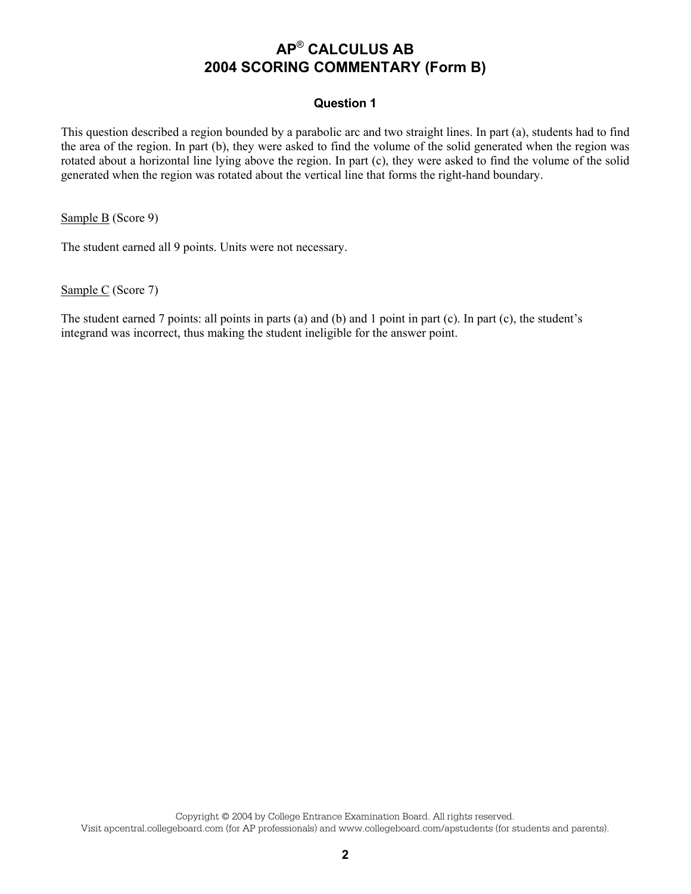# AP® CALCULUS AB
# 2004 SCORING COMMENTARY (Form B)

### Question 1

This question described a region bounded by a parabolic arc and two straight lines. In part (a), students had to find the area of the region. In part (b), they were asked to find the volume of the solid generated when the region was rotated about a horizontal line lying above the region. In part (c), they were asked to find the volume of the solid generated when the region was rotated about the vertical line that forms the right-hand boundary.

Sample B (Score 9)

The student earned all 9 points. Units were not necessary.

Sample C (Score 7)

The student earned 7 points: all points in parts (a) and (b) and 1 point in part (c). In part (c), the student's integrand was incorrect, thus making the student ineligible for the answer point.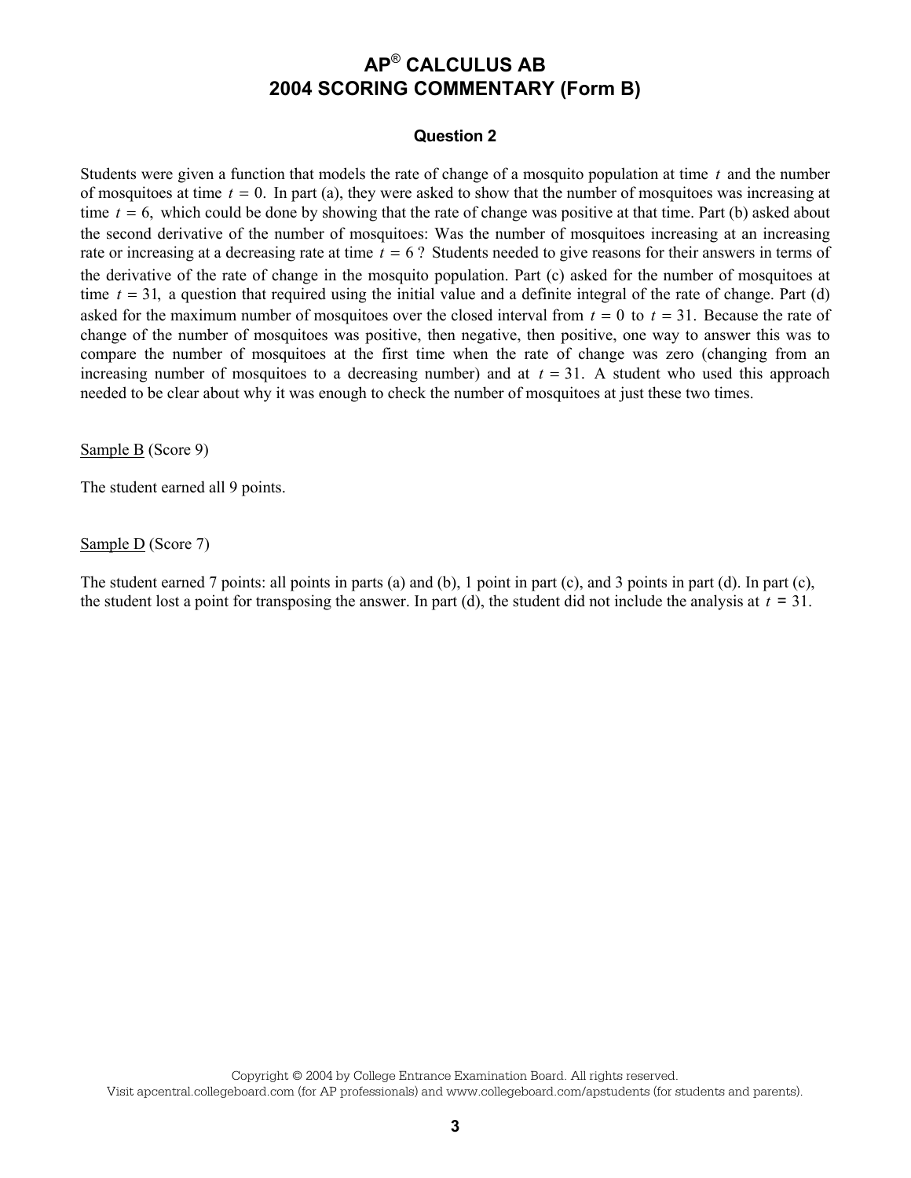# AP® CALCULUS AB
# 2004 SCORING COMMENTARY (Form B)

### Question 2

Students were given a function that models the rate of change of a mosquito population at time $t$ and the number of mosquitoes at time $t = 0$. In part (a), they were asked to show that the number of mosquitoes was increasing at time $t = 6$, which could be done by showing that the rate of change was positive at that time. Part (b) asked about the second derivative of the number of mosquitoes: Was the number of mosquitoes increasing at an increasing rate or increasing at a decreasing rate at time $t = 6$ ? Students needed to give reasons for their answers in terms of the derivative of the rate of change in the mosquito population. Part (c) asked for the number of mosquitoes at time $t = 31$, a question that required using the initial value and a definite integral of the rate of change. Part (d) asked for the maximum number of mosquitoes over the closed interval from $t = 0$ to $t = 31$. Because the rate of change of the number of mosquitoes was positive, then negative, then positive, one way to answer this was to compare the number of mosquitoes at the first time when the rate of change was zero (changing from an increasing number of mosquitoes to a decreasing number) and at $t = 31$. A student who used this approach needed to be clear about why it was enough to check the number of mosquitoes at just these two times.

Sample B (Score 9)

The student earned all 9 points.

Sample D (Score 7)

The student earned 7 points: all points in parts (a) and (b), 1 point in part (c), and 3 points in part (d). In part (c), the student lost a point for transposing the answer. In part (d), the student did not include the analysis at $t = 31$.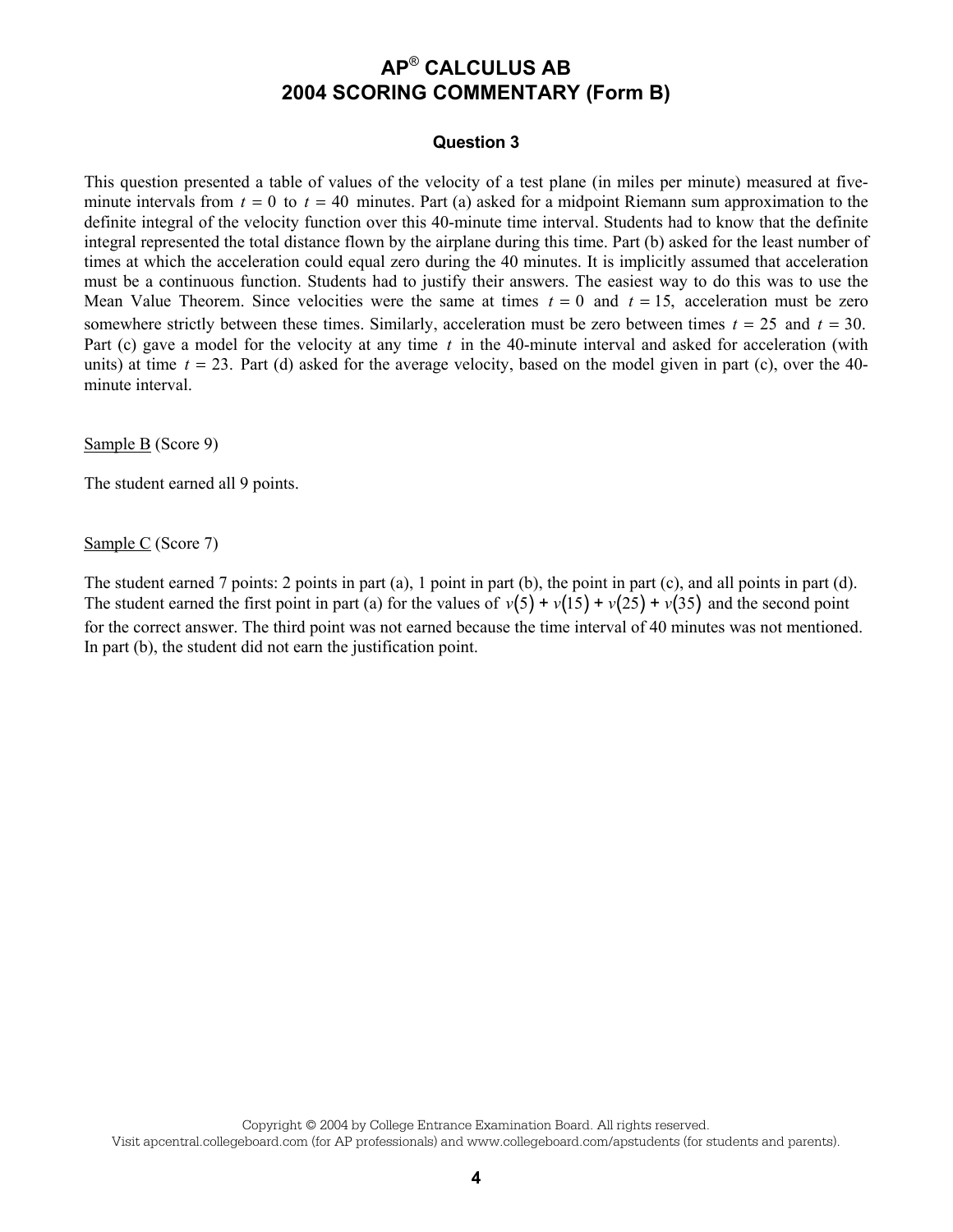# AP® CALCULUS AB
# 2004 SCORING COMMENTARY (Form B)

### Question 3

This question presented a table of values of the velocity of a test plane (in miles per minute) measured at five-minute intervals from $t = 0$ to $t = 40$ minutes. Part (a) asked for a midpoint Riemann sum approximation to the definite integral of the velocity function over this 40-minute time interval. Students had to know that the definite integral represented the total distance flown by the airplane during this time. Part (b) asked for the least number of times at which the acceleration could equal zero during the 40 minutes. It is implicitly assumed that acceleration must be a continuous function. Students had to justify their answers. The easiest way to do this was to use the Mean Value Theorem. Since velocities were the same at times $t = 0$ and $t = 15$, acceleration must be zero somewhere strictly between these times. Similarly, acceleration must be zero between times $t = 25$ and $t = 30$. Part (c) gave a model for the velocity at any time $t$ in the 40-minute interval and asked for acceleration (with units) at time $t = 23$. Part (d) asked for the average velocity, based on the model given in part (c), over the 40-minute interval.

Sample B (Score 9)

The student earned all 9 points.

Sample C (Score 7)

The student earned 7 points: 2 points in part (a), 1 point in part (b), the point in part (c), and all points in part (d). The student earned the first point in part (a) for the values of $v(5) + v(15) + v(25) + v(35)$ and the second point for the correct answer. The third point was not earned because the time interval of 40 minutes was not mentioned. In part (b), the student did not earn the justification point.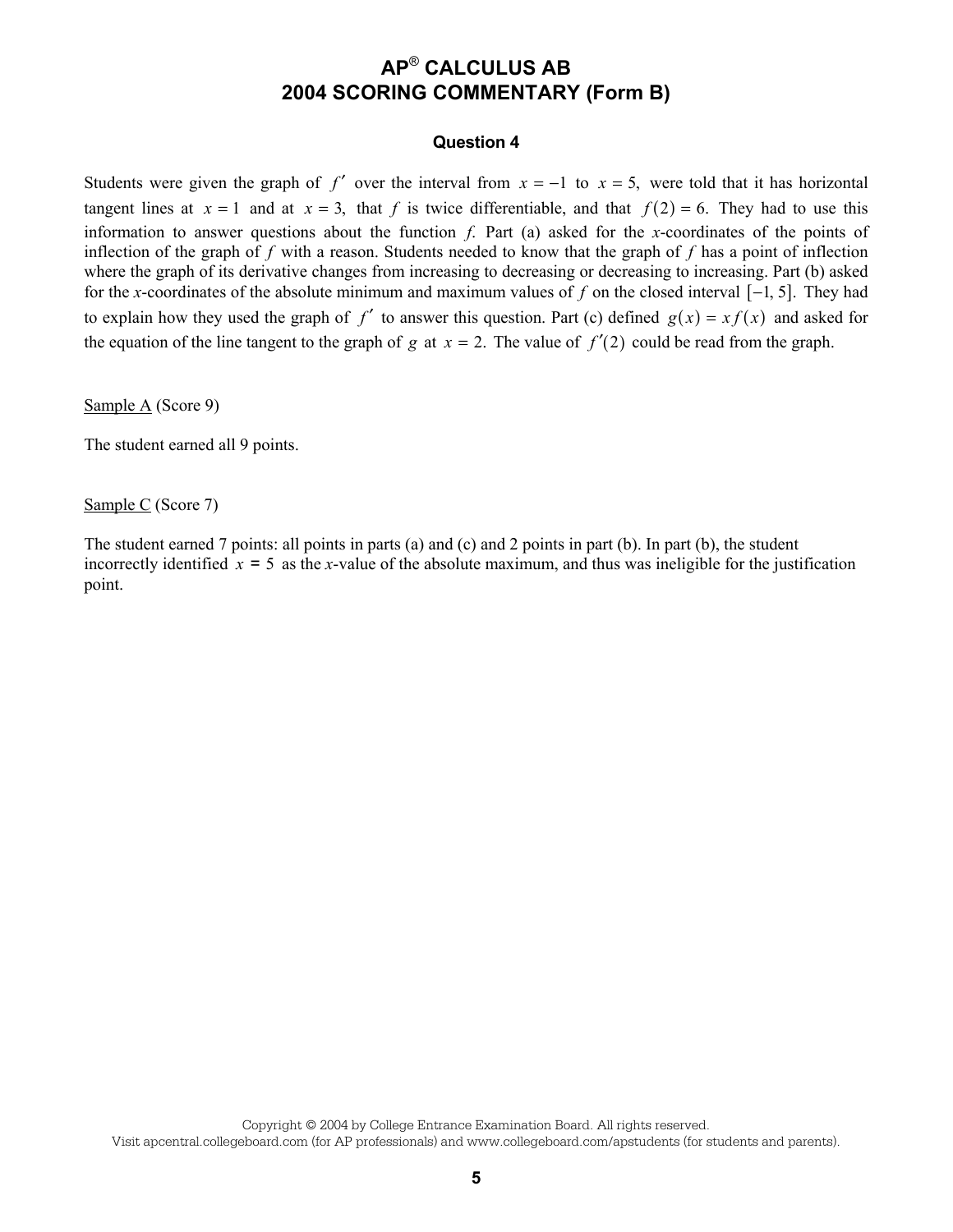# AP® CALCULUS AB
# 2004 SCORING COMMENTARY (Form B)

### Question 4

Students were given the graph of $f'$ over the interval from $x = -1$ to $x = 5,$ were told that it has horizontal tangent lines at $x = 1$ and at $x = 3,$ that $f$ is twice differentiable, and that $f(2) = 6.$ They had to use this information to answer questions about the function *f*. Part (a) asked for the *x*-coordinates of the points of inflection of the graph of *f* with a reason. Students needed to know that the graph of *f* has a point of inflection where the graph of its derivative changes from increasing to decreasing or decreasing to increasing. Part (b) asked for the *x*-coordinates of the absolute minimum and maximum values of *f* on the closed interval $[-1, 5].$ They had to explain how they used the graph of $f'$ to answer this question. Part (c) defined $g(x) = x f(x)$ and asked for the equation of the line tangent to the graph of $g$ at $x = 2.$ The value of $f'(2)$ could be read from the graph.

Sample A (Score 9)

The student earned all 9 points.

Sample C (Score 7)

The student earned 7 points: all points in parts (a) and (c) and 2 points in part (b). In part (b), the student incorrectly identified $x = 5$ as the *x*-value of the absolute maximum, and thus was ineligible for the justification point.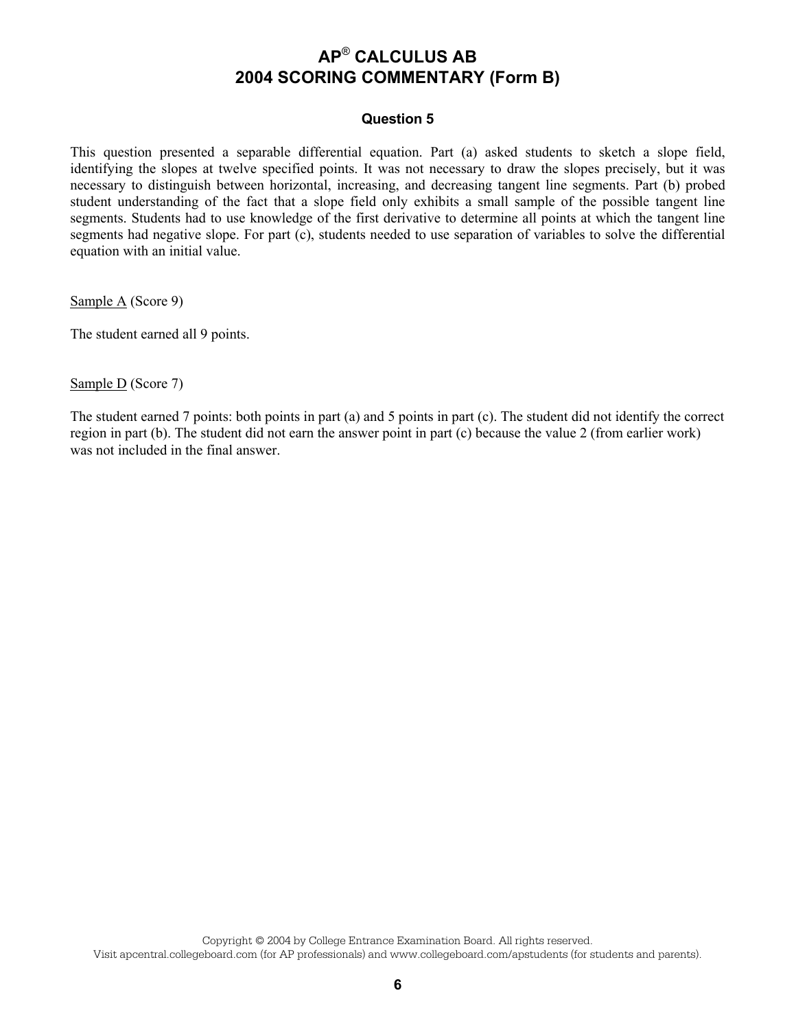# AP® CALCULUS AB
# 2004 SCORING COMMENTARY (Form B)

## Question 5

This question presented a separable differential equation. Part (a) asked students to sketch a slope field, identifying the slopes at twelve specified points. It was not necessary to draw the slopes precisely, but it was necessary to distinguish between horizontal, increasing, and decreasing tangent line segments. Part (b) probed student understanding of the fact that a slope field only exhibits a small sample of the possible tangent line segments. Students had to use knowledge of the first derivative to determine all points at which the tangent line segments had negative slope. For part (c), students needed to use separation of variables to solve the differential equation with an initial value.

Sample A (Score 9)

The student earned all 9 points.

Sample D (Score 7)

The student earned 7 points: both points in part (a) and 5 points in part (c). The student did not identify the correct region in part (b). The student did not earn the answer point in part (c) because the value 2 (from earlier work) was not included in the final answer.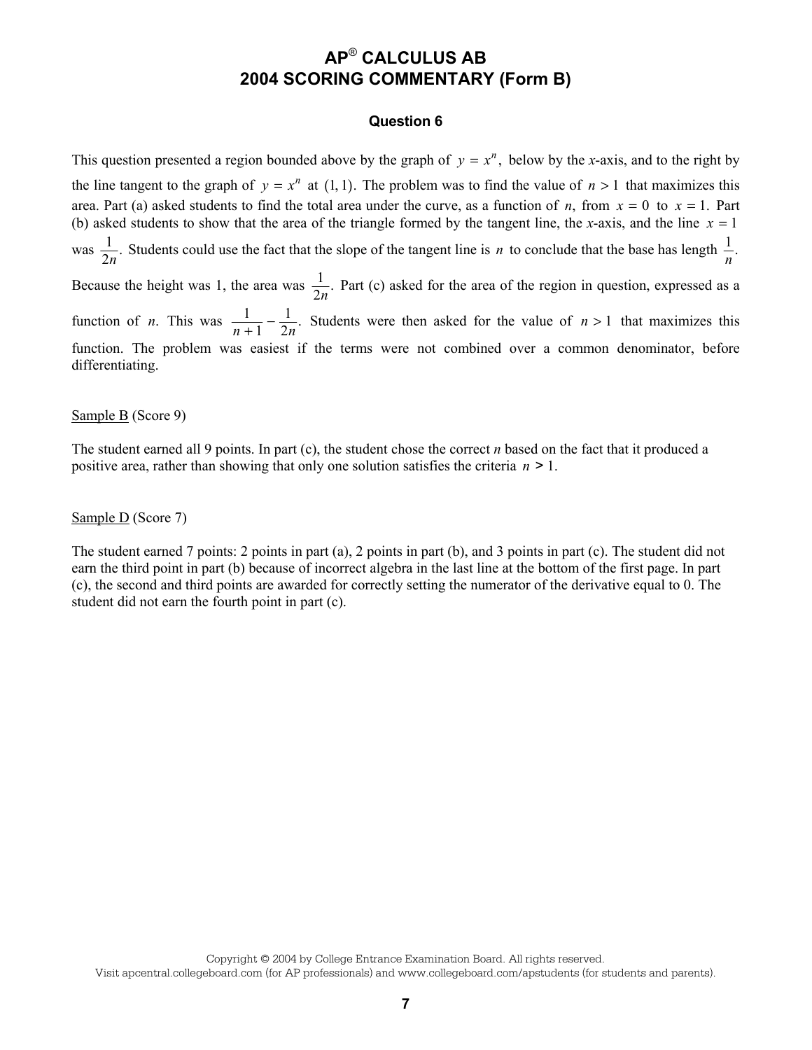# AP® CALCULUS AB
# 2004 SCORING COMMENTARY (Form B)

### Question 6

This question presented a region bounded above by the graph of $y = x^n$, below by the $x$-axis, and to the right by the line tangent to the graph of $y = x^n$ at $(1, 1)$. The problem was to find the value of $n > 1$ that maximizes this area. Part (a) asked students to find the total area under the curve, as a function of $n$, from $x = 0$ to $x = 1$. Part (b) asked students to show that the area of the triangle formed by the tangent line, the $x$-axis, and the line $x = 1$ was $\frac{1}{2n}$. Students could use the fact that the slope of the tangent line is $n$ to conclude that the base has length $\frac{1}{n}$. Because the height was 1, the area was $\frac{1}{2n}$. Part (c) asked for the area of the region in question, expressed as a function of $n$. This was $\frac{1}{n+1} - \frac{1}{2n}$. Students were then asked for the value of $n > 1$ that maximizes this function. The problem was easiest if the terms were not combined over a common denominator, before differentiating.

Sample B (Score 9)

The student earned all 9 points. In part (c), the student chose the correct $n$ based on the fact that it produced a positive area, rather than showing that only one solution satisfies the criteria $n > 1$.

Sample D (Score 7)

The student earned 7 points: 2 points in part (a), 2 points in part (b), and 3 points in part (c). The student did not earn the third point in part (b) because of incorrect algebra in the last line at the bottom of the first page. In part (c), the second and third points are awarded for correctly setting the numerator of the derivative equal to 0. The student did not earn the fourth point in part (c).